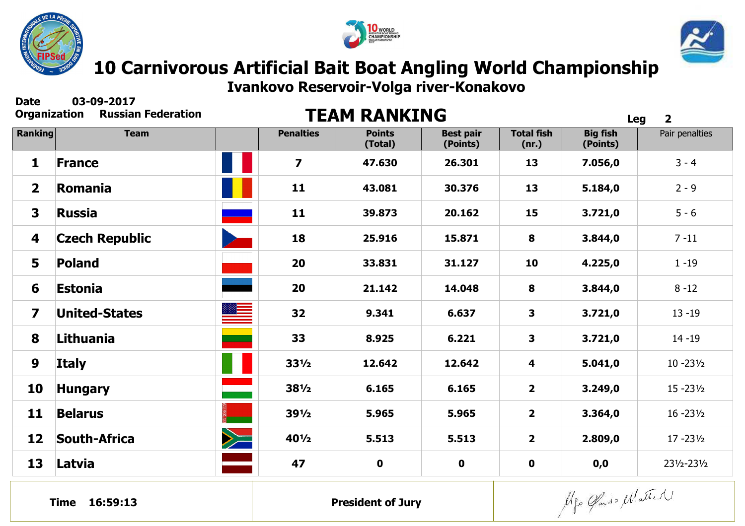# 10 Carnivorous Artificial Bait Boat Angling World Championship

## Ivankovo Reservoir-Volga river-Konakovo

**Date** 03-09-2017
**Organization** Russian Federation

## TEAM RANKING

**Leg** 2

| Ranking | Team | | Penalties | Points (Total) | Best pair (Points) | Total fish (nr.) | Big fish (Points) | Pair penalties |
|---|---|---|---|---|---|---|---|---|
| 1 | France | | 7 | 47.630 | 26.301 | 13 | 7.056,0 | 3 - 4 |
| 2 | Romania | | 11 | 43.081 | 30.376 | 13 | 5.184,0 | 2 - 9 |
| 3 | Russia | | 11 | 39.873 | 20.162 | 15 | 3.721,0 | 5 - 6 |
| 4 | Czech Republic | | 18 | 25.916 | 15.871 | 8 | 3.844,0 | 7 -11 |
| 5 | Poland | | 20 | 33.831 | 31.127 | 10 | 4.225,0 | 1 -19 |
| 6 | Estonia | | 20 | 21.142 | 14.048 | 8 | 3.844,0 | 8 -12 |
| 7 | United-States | | 32 | 9.341 | 6.637 | 3 | 3.721,0 | 13 -19 |
| 8 | Lithuania | | 33 | 8.925 | 6.221 | 3 | 3.721,0 | 14 -19 |
| 9 | Italy | | 33½ | 12.642 | 12.642 | 4 | 5.041,0 | 10 -23½ |
| 10 | Hungary | | 38½ | 6.165 | 6.165 | 2 | 3.249,0 | 15 -23½ |
| 11 | Belarus | | 39½ | 5.965 | 5.965 | 2 | 3.364,0 | 16 -23½ |
| 12 | South-Africa | | 40½ | 5.513 | 5.513 | 2 | 2.809,0 | 17 -23½ |
| 13 | Latvia | | 47 | 0 | 0 | 0 | 0,0 | 23½-23½ |

**Time** 16:59:13

**President of Jury**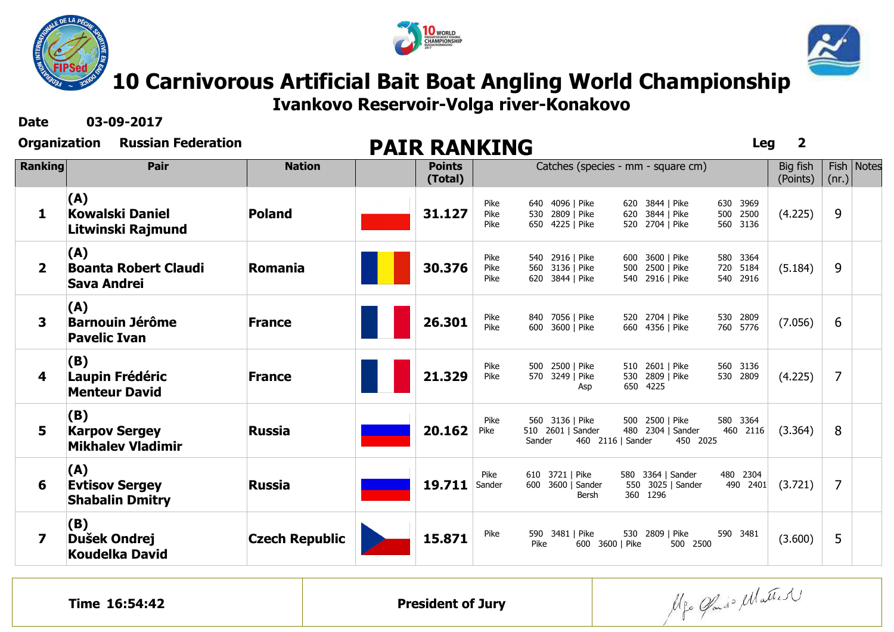# 10 Carnivorous Artificial Bait Boat Angling World Championship

## Ivankovo Reservoir-Volga river-Konakovo

**Date** 03-09-2017

**Organization** Russian Federation

## PAIR RANKING

**Leg** 2

| Ranking | Pair | Nation | | Points (Total) | Catches (species - mm - square cm) | Big fish (Points) | Fish (nr.) | Notes |
|---|---|---|---|---|---|---|---|---|
| 1 | (A) Kowalski Daniel Litwinski Rajmund | Poland | | 31.127 | Pike 640 4096 \| Pike 620 3844 \| Pike 630 3969 Pike 530 2809 \| Pike 620 3844 \| Pike 500 2500 Pike 650 4225 \| Pike 520 2704 \| Pike 560 3136 | (4.225) | 9 | |
| 2 | (A) Boanta Robert Claudi Sava Andrei | Romania | | 30.376 | Pike 540 2916 \| Pike 600 3600 \| Pike 580 3364 Pike 560 3136 \| Pike 500 2500 \| Pike 720 5184 Pike 620 3844 \| Pike 540 2916 \| Pike 540 2916 | (5.184) | 9 | |
| 3 | (A) Barnouin Jérôme Pavelic Ivan | France | | 26.301 | Pike 840 7056 \| Pike 520 2704 \| Pike 530 2809 Pike 600 3600 \| Pike 660 4356 \| Pike 760 5776 | (7.056) | 6 | |
| 4 | (B) Laupin Frédéric Menteur David | France | | 21.329 | Pike 500 2500 \| Pike 510 2601 \| Pike 560 3136 Pike 570 3249 \| Pike 530 2809 \| Pike 530 2809 Asp 650 4225 | (4.225) | 7 | |
| 5 | (B) Karpov Sergey Mikhalev Vladimir | Russia | | 20.162 | Pike 560 3136 \| Pike 500 2500 \| Pike 580 3364 Pike 510 2601 \| Sander 480 2304 \| Sander 460 2116 Sander 460 2116 \| Sander 450 2025 | (3.364) | 8 | |
| 6 | (A) Evtisov Sergey Shabalin Dmitry | Russia | | 19.711 | Pike 610 3721 \| Pike 580 3364 \| Sander 480 2304 Sander 600 3600 \| Sander 550 3025 \| Sander 490 2401 Bersh 360 1296 | (3.721) | 7 | |
| 7 | (B) Dušek Ondrej Koudelka David | Czech Republic | | 15.871 | Pike 590 3481 \| Pike 530 2809 \| Pike 590 3481 Pike 600 3600 \| Pike 500 2500 | (3.600) | 5 | |

| Time 16:54:42 | President of Jury | |
|---|---|---|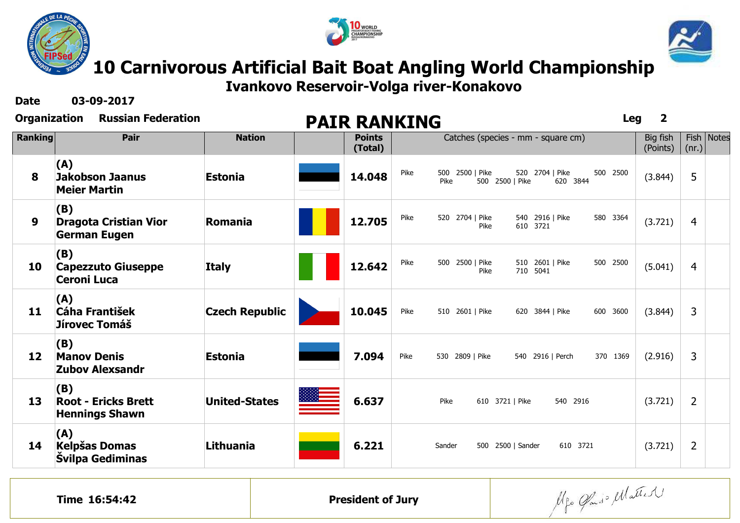# 10 Carnivorous Artificial Bait Boat Angling World Championship

**Ivankovo Reservoir-Volga river-Konakovo**

**Date** 03-09-2017

**Organization** Russian Federation

## PAIR RANKING

**Leg** 2

| Ranking | Pair | Nation | | Points (Total) | Catches (species - mm - square cm) | Big fish (Points) | Fish (nr.) | Notes |
|---|---|---|---|---|---|---|---|---|
| 8 | (A) Jakobson Jaanus Meier Martin | Estonia | | 14.048 | Pike 500 2500 \| Pike 520 2704 \| Pike 500 2500 Pike 500 2500 \| Pike 620 3844 | (3.844) | 5 | |
| 9 | (B) Dragota Cristian Vior German Eugen | Romania | | 12.705 | Pike 520 2704 \| Pike 540 2916 \| Pike 580 3364 Pike 610 3721 | (3.721) | 4 | |
| 10 | (B) Capezzuto Giuseppe Ceroni Luca | Italy | | 12.642 | Pike 500 2500 \| Pike 510 2601 \| Pike 500 2500 Pike 710 5041 | (5.041) | 4 | |
| 11 | (A) Cáha František Jírovec Tomáš | Czech Republic | | 10.045 | Pike 510 2601 \| Pike 620 3844 \| Pike 600 3600 | (3.844) | 3 | |
| 12 | (B) Manov Denis Zubov Alexsandr | Estonia | | 7.094 | Pike 530 2809 \| Pike 540 2916 \| Perch 370 1369 | (2.916) | 3 | |
| 13 | (B) Root - Ericks Brett Hennings Shawn | United-States | | 6.637 | Pike 610 3721 \| Pike 540 2916 | (3.721) | 2 | |
| 14 | (A) Kelpšas Domas Švilpa Gediminas | Lithuania | | 6.221 | Sander 500 2500 \| Sander 610 3721 | (3.721) | 2 | |

| Time 16:54:42 | President of Jury | |
|---|---|---|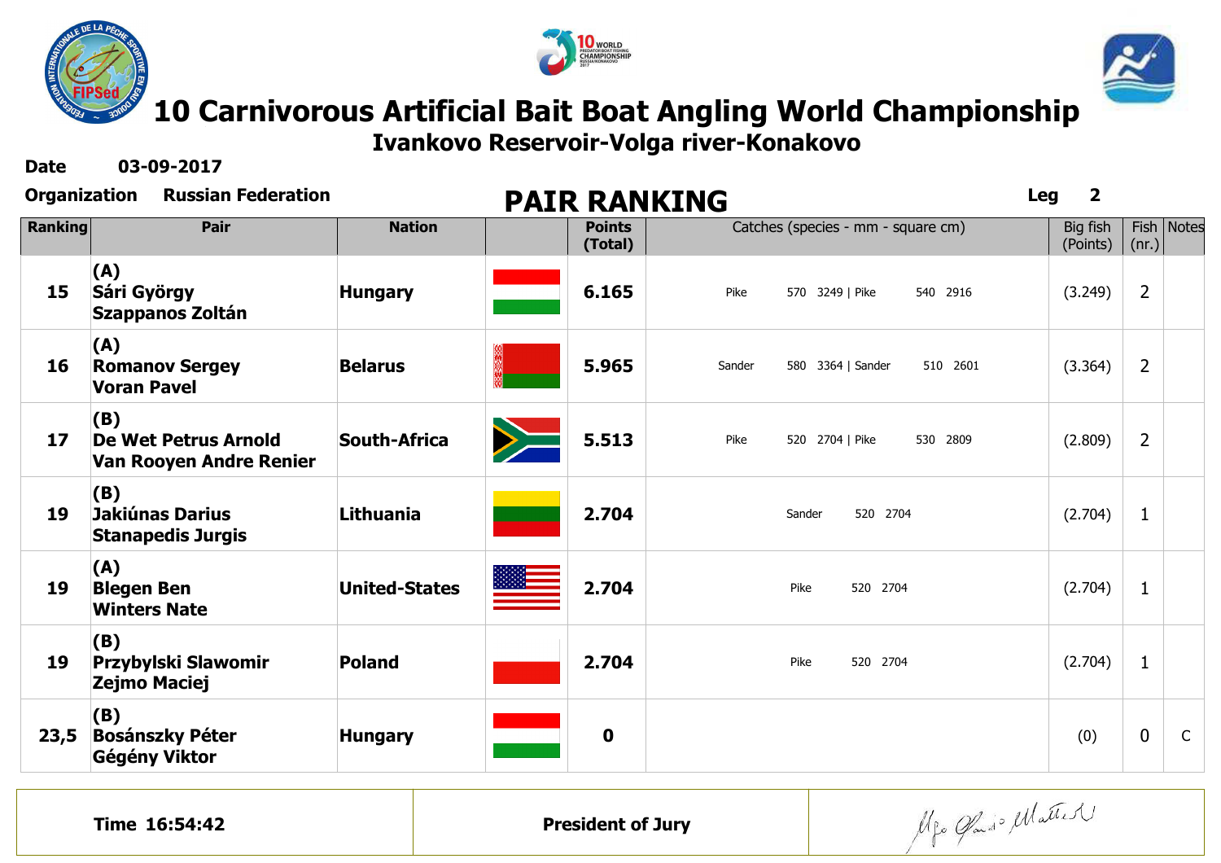# 10 Carnivorous Artificial Bait Boat Angling World Championship

## Ivankovo Reservoir-Volga river-Konakovo

**Date** 03-09-2017

**Organization** Russian Federation

## PAIR RANKING

**Leg** 2

| Ranking | Pair | Nation | | Points (Total) | Catches (species - mm - square cm) | Big fish (Points) | Fish (nr.) | Notes |
|---|---|---|---|---|---|---|---|---|
| 15 | (A) Sári György Szappanos Zoltán | Hungary | | 6.165 | Pike 570 3249 \| Pike 540 2916 | (3.249) | 2 | |
| 16 | (A) Romanov Sergey Voran Pavel | Belarus | | 5.965 | Sander 580 3364 \| Sander 510 2601 | (3.364) | 2 | |
| 17 | (B) De Wet Petrus Arnold Van Rooyen Andre Renier | South-Africa | | 5.513 | Pike 520 2704 \| Pike 530 2809 | (2.809) | 2 | |
| 19 | (B) Jakiúnas Darius Stanapedis Jurgis | Lithuania | | 2.704 | Sander 520 2704 | (2.704) | 1 | |
| 19 | (A) Blegen Ben Winters Nate | United-States | | 2.704 | Pike 520 2704 | (2.704) | 1 | |
| 19 | (B) Przybylski Slawomir Zejmo Maciej | Poland | | 2.704 | Pike 520 2704 | (2.704) | 1 | |
| 23,5 | (B) Bosánszky Péter Gégény Viktor | Hungary | | 0 | | (0) | 0 | C |

| Time 16:54:42 | President of Jury | |
|---|---|---|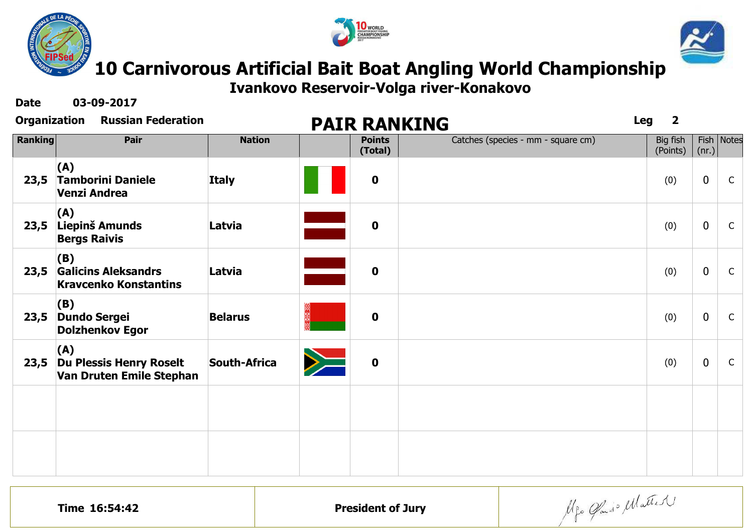# 10 Carnivorous Artificial Bait Boat Angling World Championship

## Ivankovo Reservoir-Volga river-Konakovo

**Date** 03-09-2017

**Organization** Russian Federation

## PAIR RANKING

**Leg** 2

| Ranking | Pair | Nation | | Points (Total) | Catches (species - mm - square cm) | Big fish (Points) | Fish (nr.) | Notes |
|---|---|---|---|---|---|---|---|---|
| 23,5 | (A) Tamborini Daniele Venzi Andrea | Italy | | 0 | | (0) | 0 | C |
| 23,5 | (A) Liepinš Amunds Bergs Raivis | Latvia | | 0 | | (0) | 0 | C |
| 23,5 | (B) Galicins Aleksandrs Kravcenko Konstantins | Latvia | | 0 | | (0) | 0 | C |
| 23,5 | (B) Dundo Sergei Dolzhenkov Egor | Belarus | | 0 | | (0) | 0 | C |
| 23,5 | (A) Du Plessis Henry Roselt Van Druten Emile Stephan | South-Africa | | 0 | | (0) | 0 | C |
| | | | | | | | | |
| | | | | | | | | |

| | | |
|---|---|---|
| **Time 16:54:42** | **President of Jury** | |